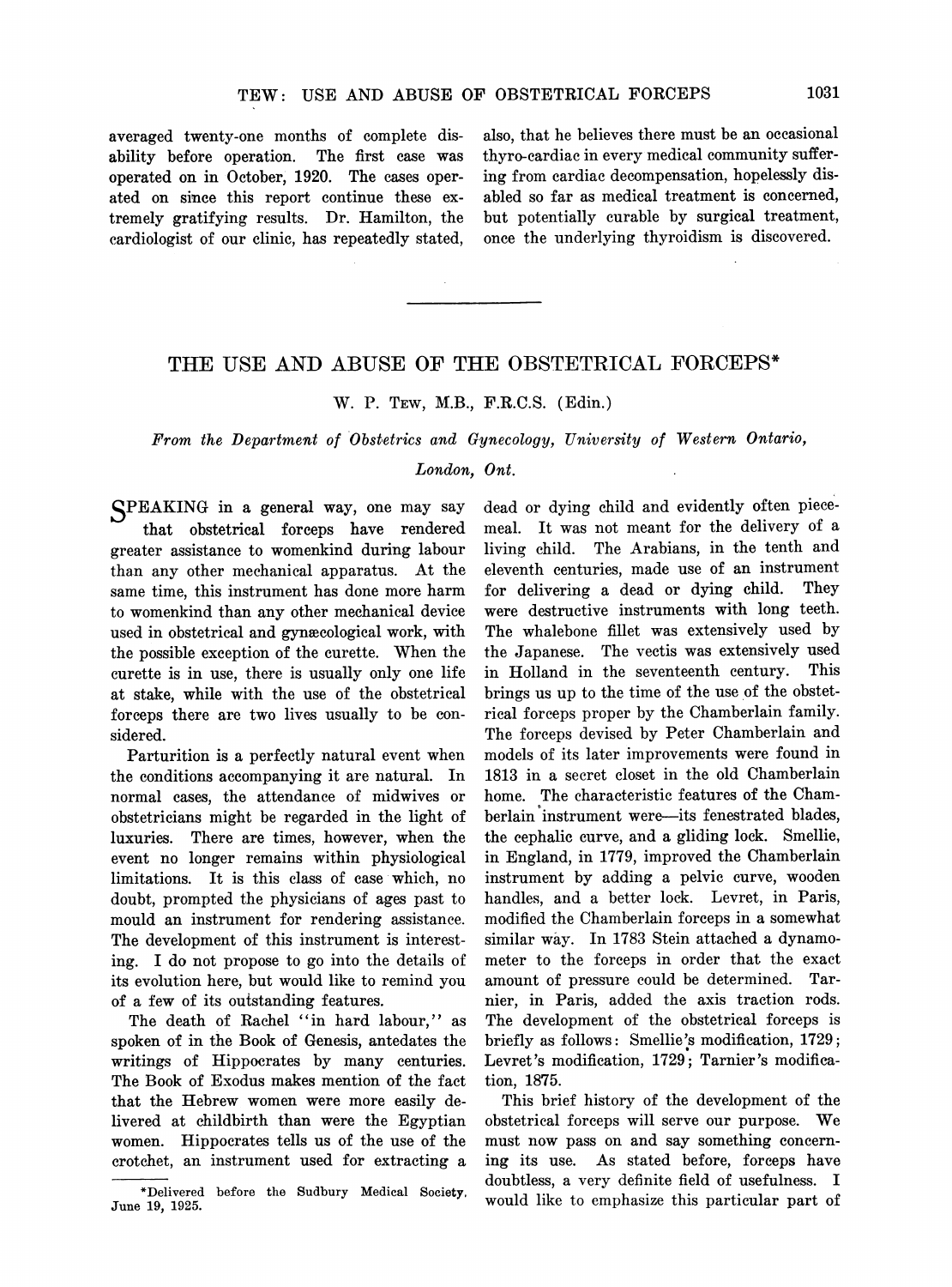averaged twenty-one months of complete disability before operation. The first case was operated on in October, 1920. The cases operated on since this report continue these extremely gratifying results. Dr. Hamilton, the cardiologist of our clinic, has repeatedly stated, also, that he believes there must be an occasional thyro-cardiac in every medical community suffering from cardiac decompensation, hopelessly disabled so far as medical treatment is concerned, but potentially curable by surgical treatment, once the underlying thyroidism is discovered.

---

# THE USE AND ABUSE OF THE OBSTETRICAL FORCEPS*

W. P. Tew, M.B., F.R.C.S. (Edin.)

*From the Department of Obstetrics and Gynecology, University of Western Ontario, London, Ont.*

Speaking in a general way, one may say that obstetrical forceps have rendered greater assistance to womenkind during labour than any other mechanical apparatus. At the same time, this instrument has done more harm to womenkind than any other mechanical device used in obstetrical and gynæcological work, with the possible exception of the curette. When the curette is in use, there is usually only one life at stake, while with the use of the obstetrical forceps there are two lives usually to be considered.

Parturition is a perfectly natural event when the conditions accompanying it are natural. In normal cases, the attendance of midwives or obstetricians might be regarded in the light of luxuries. There are times, however, when the event no longer remains within physiological limitations. It is this class of case which, no doubt, prompted the physicians of ages past to mould an instrument for rendering assistance. The development of this instrument is interesting. I do not propose to go into the details of its evolution here, but would like to remind you of a few of its outstanding features.

The death of Rachel "in hard labour," as spoken of in the Book of Genesis, antedates the writings of Hippocrates by many centuries. The Book of Exodus makes mention of the fact that the Hebrew women were more easily delivered at childbirth than were the Egyptian women. Hippocrates tells us of the use of the crotchet, an instrument used for extracting a dead or dying child and evidently often piecemeal. It was not meant for the delivery of a living child. The Arabians, in the tenth and eleventh centuries, made use of an instrument for delivering a dead or dying child. They were destructive instruments with long teeth. The whalebone fillet was extensively used by the Japanese. The vectis was extensively used in Holland in the seventeenth century. This brings us up to the time of the use of the obstetrical forceps proper by the Chamberlain family. The forceps devised by Peter Chamberlain and models of its later improvements were found in 1813 in a secret closet in the old Chamberlain home. The characteristic features of the Chamberlain instrument were—its fenestrated blades, the cephalic curve, and a gliding lock. Smellie, in England, in 1779, improved the Chamberlain instrument by adding a pelvic curve, wooden handles, and a better lock. Levret, in Paris, modified the Chamberlain forceps in a somewhat similar way. In 1783 Stein attached a dynamometer to the forceps in order that the exact amount of pressure could be determined. Tarnier, in Paris, added the axis traction rods. The development of the obstetrical forceps is briefly as follows: Smellie's modification, 1729; Levret's modification, 1729; Tarnier's modification, 1875.

This brief history of the development of the obstetrical forceps will serve our purpose. We must now pass on and say something concerning its use. As stated before, forceps have doubtless, a very definite field of usefulness. I would like to emphasize this particular part of

*Delivered before the Sudbury Medical Society, June 19, 1925.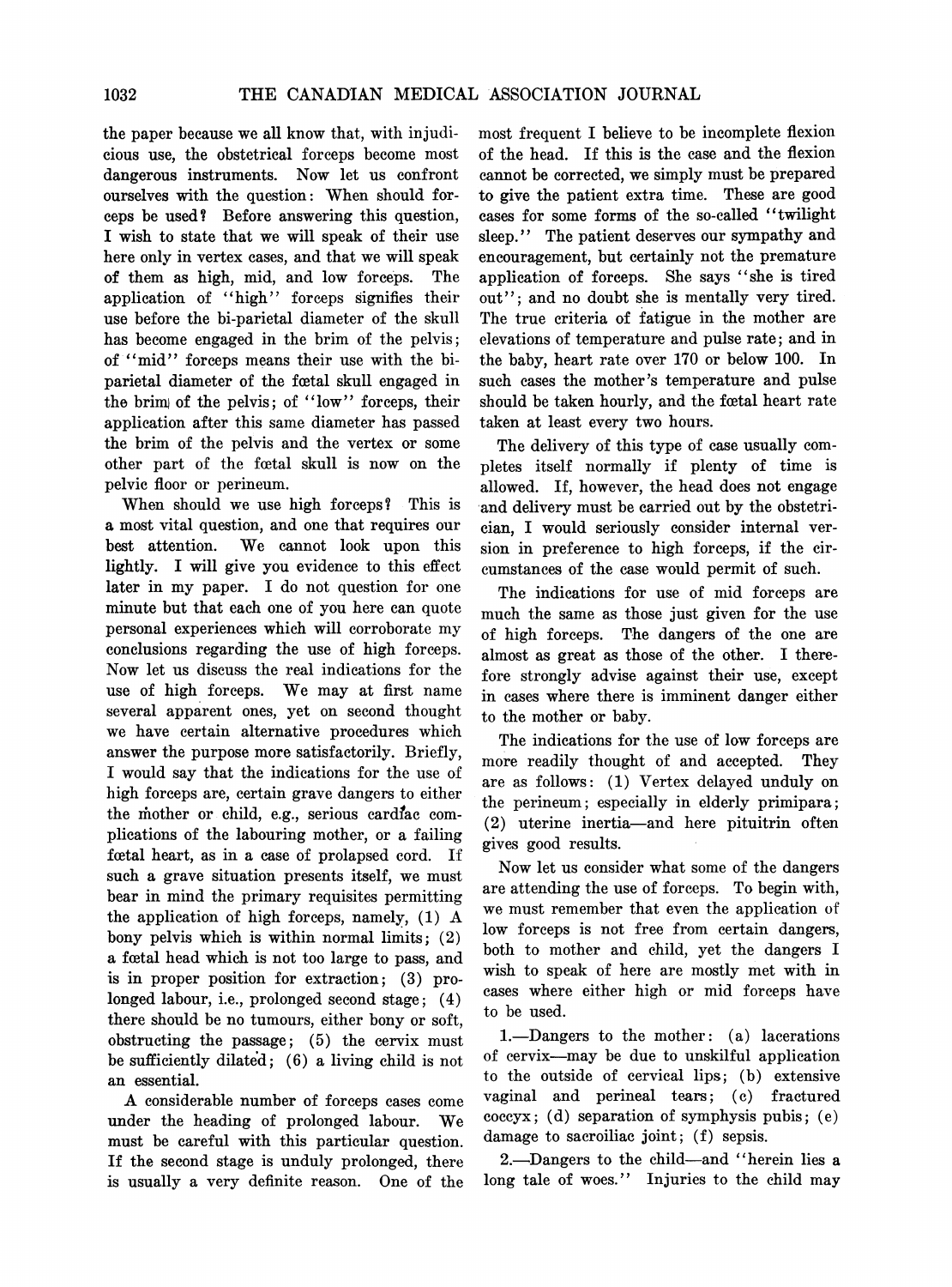the paper because we all know that, with injudicious use, the obstetrical forceps become most dangerous instruments. Now let us confront ourselves with the question: When should forceps be used? Before answering this question, I wish to state that we will speak of their use here only in vertex cases, and that we will speak of them as high, mid, and low forceps. The application of "high" forceps signifies their use before the bi-parietal diameter of the skull has become engaged in the brim of the pelvis; of "mid" forceps means their use with the bi-parietal diameter of the fœtal skull engaged in the brim of the pelvis; of "low" forceps, their application after this same diameter has passed the brim of the pelvis and the vertex or some other part of the fœtal skull is now on the pelvic floor or perineum.

When should we use high forceps? This is a most vital question, and one that requires our best attention. We cannot look upon this lightly. I will give you evidence to this effect later in my paper. I do not question for one minute but that each one of you here can quote personal experiences which will corroborate my conclusions regarding the use of high forceps. Now let us discuss the real indications for the use of high forceps. We may at first name several apparent ones, yet on second thought we have certain alternative procedures which answer the purpose more satisfactorily. Briefly, I would say that the indications for the use of high forceps are, certain grave dangers to either the mother or child, e.g., serious cardiac complications of the labouring mother, or a failing fœtal heart, as in a case of prolapsed cord. If such a grave situation presents itself, we must bear in mind the primary requisites permitting the application of high forceps, namely, (1) A bony pelvis which is within normal limits; (2) a fœtal head which is not too large to pass, and is in proper position for extraction; (3) prolonged labour, i.e., prolonged second stage; (4) there should be no tumours, either bony or soft, obstructing the passage; (5) the cervix must be sufficiently dilated; (6) a living child is not an essential.

A considerable number of forceps cases come under the heading of prolonged labour. We must be careful with this particular question. If the second stage is unduly prolonged, there is usually a very definite reason. One of the most frequent I believe to be incomplete flexion of the head. If this is the case and the flexion cannot be corrected, we simply must be prepared to give the patient extra time. These are good cases for some forms of the so-called "twilight sleep." The patient deserves our sympathy and encouragement, but certainly not the premature application of forceps. She says "she is tired out"; and no doubt she is mentally very tired. The true criteria of fatigue in the mother are elevations of temperature and pulse rate; and in the baby, heart rate over 170 or below 100. In such cases the mother's temperature and pulse should be taken hourly, and the fœtal heart rate taken at least every two hours.

The delivery of this type of case usually completes itself normally if plenty of time is allowed. If, however, the head does not engage and delivery must be carried out by the obstetrician, I would seriously consider internal version in preference to high forceps, if the circumstances of the case would permit of such.

The indications for use of mid forceps are much the same as those just given for the use of high forceps. The dangers of the one are almost as great as those of the other. I therefore strongly advise against their use, except in cases where there is imminent danger either to the mother or baby.

The indications for the use of low forceps are more readily thought of and accepted. They are as follows: (1) Vertex delayed unduly on the perineum; especially in elderly primipara; (2) uterine inertia—and here pituitrin often gives good results.

Now let us consider what some of the dangers are attending the use of forceps. To begin with, we must remember that even the application of low forceps is not free from certain dangers, both to mother and child, yet the dangers I wish to speak of here are mostly met with in cases where either high or mid forceps have to be used.

1.—Dangers to the mother: (a) lacerations of cervix—may be due to unskilful application to the outside of cervical lips; (b) extensive vaginal and perineal tears; (c) fractured coccyx; (d) separation of symphysis pubis; (e) damage to sacroiliac joint; (f) sepsis.

2.—Dangers to the child—and "herein lies a long tale of woes." Injuries to the child may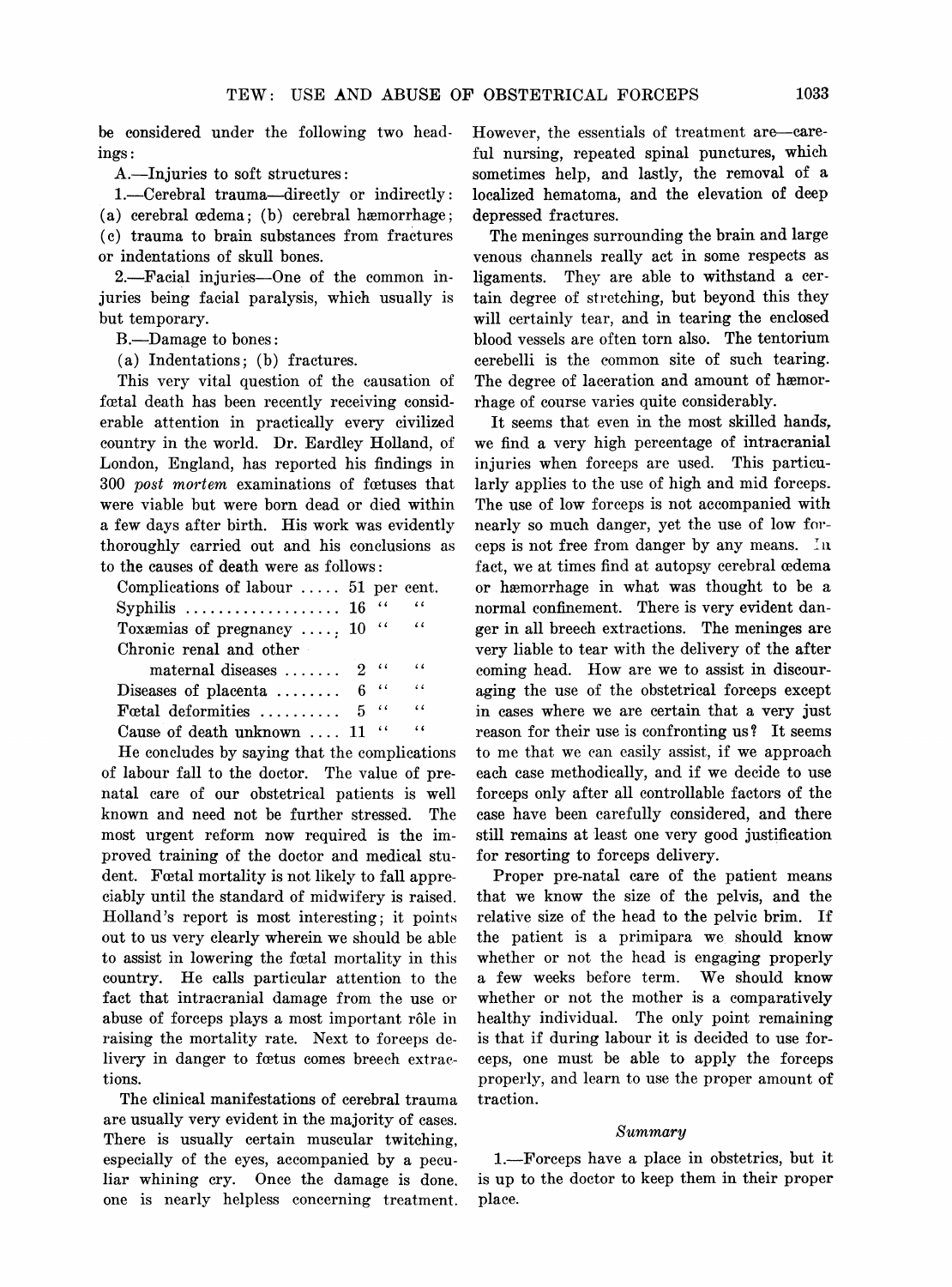be considered under the following two headings:

A.—Injuries to soft structures:

1.—Cerebral trauma—directly or indirectly: (a) cerebral œdema; (b) cerebral hæmorrhage; (c) trauma to brain substances from fractures or indentations of skull bones.

2.—Facial injuries—One of the common injuries being facial paralysis, which usually is but temporary.

B.—Damage to bones:

(a) Indentations; (b) fractures.

This very vital question of the causation of fœtal death has been recently receiving considerable attention in practically every civilized country in the world. Dr. Eardley Holland, of London, England, has reported his findings in 300 *post mortem* examinations of fœtuses that were viable but were born dead or died within a few days after birth. His work was evidently thoroughly carried out and his conclusions as to the causes of death were as follows:

| | |
|---|---|
| Complications of labour | 51 per cent. |
| Syphilis | 16 " " |
| Toxæmias of pregnancy | 10 " " |
| Chronic renal and other maternal diseases | 2 " " |
| Diseases of placenta | 6 " " |
| Fœtal deformities | 5 " " |
| Cause of death unknown | 11 " " |

He concludes by saying that the complications of labour fall to the doctor. The value of prenatal care of our obstetrical patients is well known and need not be further stressed. The most urgent reform now required is the improved training of the doctor and medical student. Fœtal mortality is not likely to fall appreciably until the standard of midwifery is raised. Holland's report is most interesting; it points out to us very clearly wherein we should be able to assist in lowering the fœtal mortality in this country. He calls particular attention to the fact that intracranial damage from the use or abuse of forceps plays a most important rôle in raising the mortality rate. Next to forceps delivery in danger to fœtus comes breech extractions.

The clinical manifestations of cerebral trauma are usually very evident in the majority of cases. There is usually certain muscular twitching, especially of the eyes, accompanied by a peculiar whining cry. Once the damage is done, one is nearly helpless concerning treatment. However, the essentials of treatment are—careful nursing, repeated spinal punctures, which sometimes help, and lastly, the removal of a localized hematoma, and the elevation of deep depressed fractures.

The meninges surrounding the brain and large venous channels really act in some respects as ligaments. They are able to withstand a certain degree of stretching, but beyond this they will certainly tear, and in tearing the enclosed blood vessels are often torn also. The tentorium cerebelli is the common site of such tearing. The degree of laceration and amount of hæmorrhage of course varies quite considerably.

It seems that even in the most skilled hands, we find a very high percentage of intracranial injuries when forceps are used. This particularly applies to the use of high and mid forceps. The use of low forceps is not accompanied with nearly so much danger, yet the use of low forceps is not free from danger by any means. In fact, we at times find at autopsy cerebral œdema or hæmorrhage in what was thought to be a normal confinement. There is very evident danger in all breech extractions. The meninges are very liable to tear with the delivery of the after coming head. How are we to assist in discouraging the use of the obstetrical forceps except in cases where we are certain that a very just reason for their use is confronting us? It seems to me that we can easily assist, if we approach each case methodically, and if we decide to use forceps only after all controllable factors of the case have been carefully considered, and there still remains at least one very good justification for resorting to forceps delivery.

Proper pre-natal care of the patient means that we know the size of the pelvis, and the relative size of the head to the pelvic brim. If the patient is a primipara we should know whether or not the head is engaging properly a few weeks before term. We should know whether or not the mother is a comparatively healthy individual. The only point remaining is that if during labour it is decided to use forceps, one must be able to apply the forceps properly, and learn to use the proper amount of traction.

### *Summary*

1.—Forceps have a place in obstetrics, but it is up to the doctor to keep them in their proper place.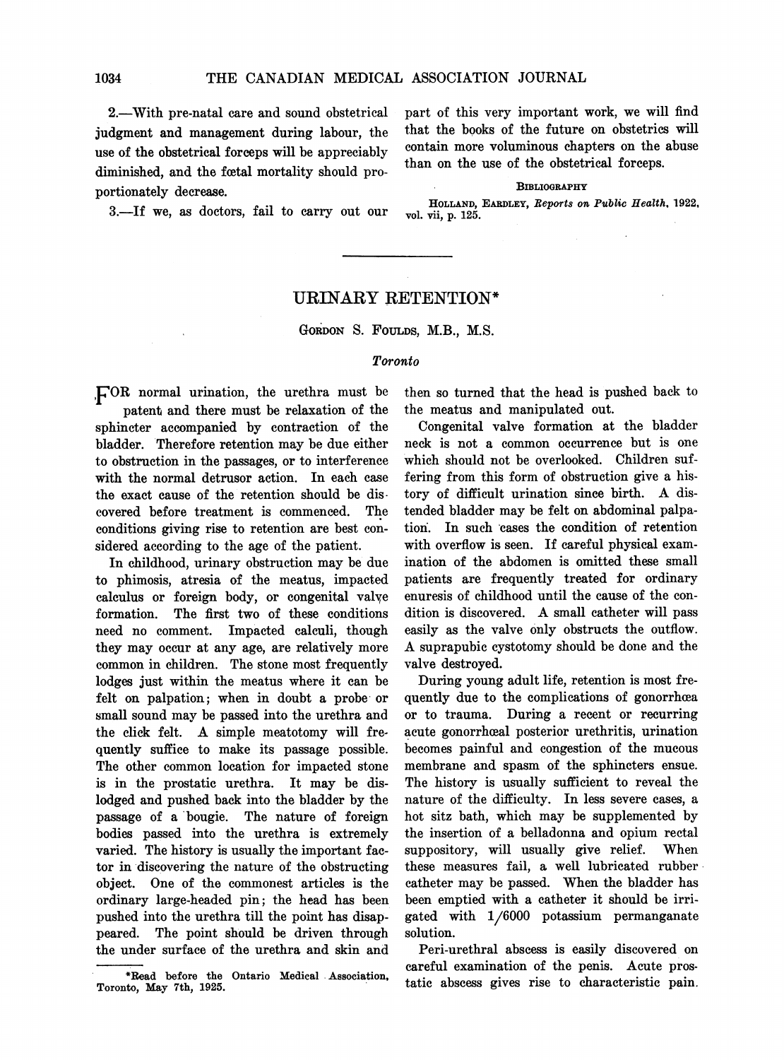2.—With pre-natal care and sound obstetrical judgment and management during labour, the use of the obstetrical forceps will be appreciably diminished, and the fœtal mortality should proportionately decrease.

3.—If we, as doctors, fail to carry out our part of this very important work, we will find that the books of the future on obstetrics will contain more voluminous chapters on the abuse than on the use of the obstetrical forceps.

BIBLIOGRAPHY

HOLLAND, EARDLEY, *Reports on Public Health*, 1922, vol. vii, p. 125.

---

# URINARY RETENTION*

GORDON S. FOULDS, M.B., M.S.

*Toronto*

FOR normal urination, the urethra must be patent and there must be relaxation of the sphincter accompanied by contraction of the bladder. Therefore retention may be due either to obstruction in the passages, or to interference with the normal detrusor action. In each case the exact cause of the retention should be discovered before treatment is commenced. The conditions giving rise to retention are best considered according to the age of the patient.

In childhood, urinary obstruction may be due to phimosis, atresia of the meatus, impacted calculus or foreign body, or congenital valve formation. The first two of these conditions need no comment. Impacted calculi, though they may occur at any age, are relatively more common in children. The stone most frequently lodges just within the meatus where it can be felt on palpation; when in doubt a probe or small sound may be passed into the urethra and the click felt. A simple meatotomy will frequently suffice to make its passage possible. The other common location for impacted stone is in the prostatic urethra. It may be dislodged and pushed back into the bladder by the passage of a bougie. The nature of foreign bodies passed into the urethra is extremely varied. The history is usually the important factor in discovering the nature of the obstructing object. One of the commonest articles is the ordinary large-headed pin; the head has been pushed into the urethra till the point has disappeared. The point should be driven through the under surface of the urethra and skin and then so turned that the head is pushed back to the meatus and manipulated out.

Congenital valve formation at the bladder neck is not a common occurrence but is one which should not be overlooked. Children suffering from this form of obstruction give a history of difficult urination since birth. A distended bladder may be felt on abdominal palpation. In such cases the condition of retention with overflow is seen. If careful physical examination of the abdomen is omitted these small patients are frequently treated for ordinary enuresis of childhood until the cause of the condition is discovered. A small catheter will pass easily as the valve only obstructs the outflow. A suprapubic cystotomy should be done and the valve destroyed.

During young adult life, retention is most frequently due to the complications of gonorrhœa or to trauma. During a recent or recurring acute gonorrhœal posterior urethritis, urination becomes painful and congestion of the mucous membrane and spasm of the sphincters ensue. The history is usually sufficient to reveal the nature of the difficulty. In less severe cases, a hot sitz bath, which may be supplemented by the insertion of a belladonna and opium rectal suppository, will usually give relief. When these measures fail, a well lubricated rubber catheter may be passed. When the bladder has been emptied with a catheter it should be irrigated with 1/6000 potassium permanganate solution.

Peri-urethral abscess is easily discovered on careful examination of the penis. Acute prostatic abscess gives rise to characteristic pain.

*Read before the Ontario Medical Association, Toronto, May 7th, 1925.